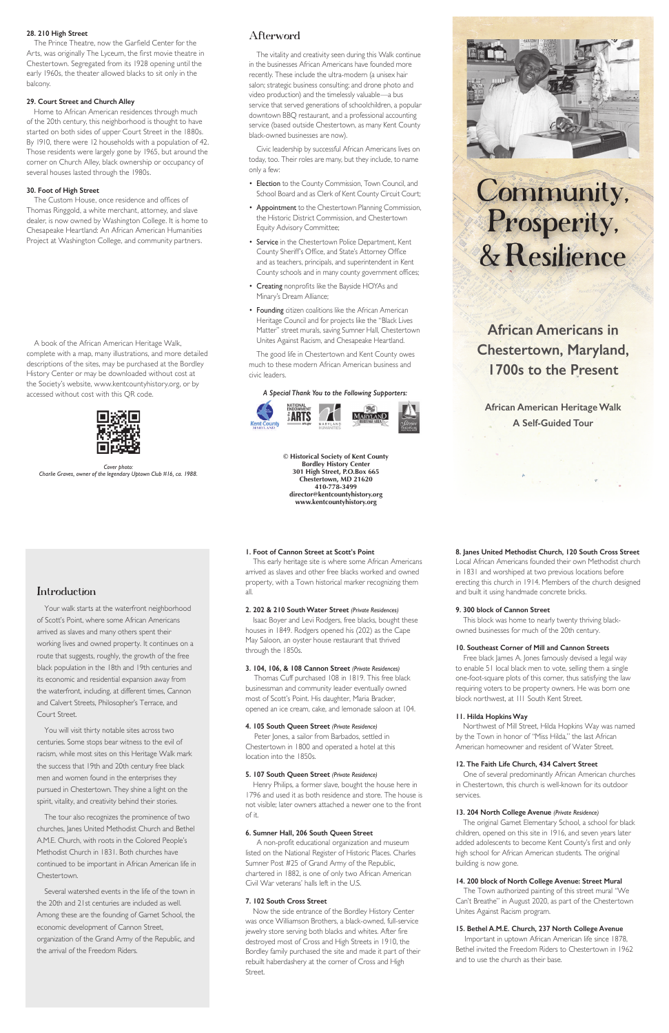# Community, Prosperity, & Resilience

## African Americans in Chestertown, Maryland, 1700s to the Present

### African American Heritage Walk
### A Self-Guided Tour

## Introduction

Your walk starts at the waterfront neighborhood of Scott's Point, where some African Americans arrived as slaves and many others spent their working lives and owned property. It continues on a route that suggests, roughly, the growth of the free black population in the 18th and 19th centuries and its economic and residential expansion away from the waterfront, including, at different times, Cannon and Calvert Streets, Philosopher's Terrace, and Court Street.

You will visit thirty notable sites across two centuries. Some stops bear witness to the evil of racism, while most sites on this Heritage Walk mark the success that 19th and 20th century free black men and women found in the enterprises they pursued in Chestertown. They shine a light on the spirit, vitality, and creativity behind their stories.

The tour also recognizes the prominence of two churches, Janes United Methodist Church and Bethel A.M.E. Church, with roots in the Colored People's Methodist Church in 1831. Both churches have continued to be important in African American life in Chestertown.

Several watershed events in the life of the town in the 20th and 21st centuries are included as well. Among these are the founding of Garnet School, the economic development of Cannon Street, organization of the Grand Army of the Republic, and the arrival of the Freedom Riders.

**1. Foot of Cannon Street at Scott's Point**

This early heritage site is where some African Americans arrived as slaves and other free blacks worked and owned property, with a Town historical marker recognizing them all.

**2. 202 & 210 South Water Street** *(Private Residences)*

Isaac Boyer and Levi Rodgers, free blacks, bought these houses in 1849. Rodgers opened his (202) as the Cape May Saloon, an oyster house restaurant that thrived through the 1850s.

**3. 104, 106, & 108 Cannon Street** *(Private Residences)*

Thomas Cuff purchased 108 in 1819. This free black businessman and community leader eventually owned most of Scott's Point. His daughter, Maria Bracker, opened an ice cream, cake, and lemonade saloon at 104.

**4. 105 South Queen Street** *(Private Residence)*

Peter Jones, a sailor from Barbados, settled in Chestertown in 1800 and operated a hotel at this location into the 1850s.

**5. 107 South Queen Street** *(Private Residence)*

Henry Philips, a former slave, bought the house here in 1796 and used it as both residence and store. The house is not visible; later owners attached a newer one to the front of it.

**6. Sumner Hall, 206 South Queen Street**

A non-profit educational organization and museum listed on the National Register of Historic Places. Charles Sumner Post #25 of Grand Army of the Republic, chartered in 1882, is one of only two African American Civil War veterans' halls left in the U.S.

**7. 102 South Cross Street**

Now the side entrance of the Bordley History Center was once Williamson Brothers, a black-owned, full-service jewelry store serving both blacks and whites. After fire destroyed most of Cross and High Streets in 1910, the Bordley family purchased the site and made it part of their rebuilt haberdashery at the corner of Cross and High Street.

**8. Janes United Methodist Church, 120 South Cross Street**

Local African Americans founded their own Methodist church in 1831 and worshiped at two previous locations before erecting this church in 1914. Members of the church designed and built it using handmade concrete bricks.

**9. 300 block of Cannon Street**

This block was home to nearly twenty thriving black-owned businesses for much of the 20th century.

**10. Southeast Corner of Mill and Cannon Streets**

Free black James A. Jones famously devised a legal way to enable 51 local black men to vote, selling them a single one-foot-square plots of this corner, thus satisfying the law requiring voters to be property owners. He was born one block northwest, at 111 South Kent Street.

**11. Hilda Hopkins Way**

Northwest of Mill Street, Hilda Hopkins Way was named by the Town in honor of "Miss Hilda," the last African American homeowner and resident of Water Street.

**12. The Faith Life Church, 434 Calvert Street**

One of several predominantly African American churches in Chestertown, this church is well-known for its outdoor services.

**13. 204 North College Avenue** *(Private Residence)*

The original Garnet Elementary School, a school for black children, opened on this site in 1916, and seven years later added adolescents to become Kent County's first and only high school for African American students. The original building is now gone.

**14. 200 block of North College Avenue: Street Mural**

The Town authorized painting of this street mural "We Can't Breathe" in August 2020, as part of the Chestertown Unites Against Racism program.

**15. Bethel A.M.E. Church, 237 North College Avenue**

Important in uptown African American life since 1878, Bethel invited the Freedom Riders to Chestertown in 1962 and to use the church as their base.

**28. 210 High Street**

The Prince Theatre, now the Garfield Center for the Arts, was originally The Lyceum, the first movie theatre in Chestertown. Segregated from its 1928 opening until the early 1960s, the theater allowed blacks to sit only in the balcony.

**29. Court Street and Church Alley**

Home to African American residences through much of the 20th century, this neighborhood is thought to have started on both sides of upper Court Street in the 1880s. By 1910, there were 12 households with a population of 42. Those residents were largely gone by 1965, but around the corner on Church Alley, black ownership or occupancy of several houses lasted through the 1980s.

**30. Foot of High Street**

The Custom House, once residence and offices of Thomas Ringgold, a white merchant, attorney, and slave dealer, is now owned by Washington College. It is home to Chesapeake Heartland: An African American Humanities Project at Washington College, and community partners.

A book of the African American Heritage Walk, complete with a map, many illustrations, and more detailed descriptions of the sites, may be purchased at the Bordley History Center or may be downloaded without cost at the Society's website, www.kentcountyhistory.org, or by accessed without cost with this QR code.

*Cover photo:*
*Charlie Graves, owner of the legendary Uptown Club #16, ca. 1988.*

## Afterword

The vitality and creativity seen during this Walk continue in the businesses African Americans have founded more recently. These include the ultra-modern (a unisex hair salon; strategic business consulting; and drone photo and video production) and the timelessly valuable—a bus service that served generations of schoolchildren, a popular downtown BBQ restaurant, and a professional accounting service (based outside Chestertown, as many Kent County black-owned businesses are now).

Civic leadership by successful African Americans lives on today, too. Their roles are many, but they include, to name only a few:

- **Election** to the County Commission, Town Council, and School Board and as Clerk of Kent County Circuit Court;
- **Appointment** to the Chestertown Planning Commission, the Historic District Commission, and Chestertown Equity Advisory Committee;
- **Service** in the Chestertown Police Department, Kent County Sheriff's Office, and State's Attorney Office and as teachers, principals, and superintendent in Kent County schools and in many county government offices;
- **Creating** nonprofits like the Bayside HOYAs and Minary's Dream Alliance;
- **Founding** citizen coalitions like the African American Heritage Council and for projects like the "Black Lives Matter" street murals, saving Sumner Hall, Chestertown Unites Against Racism, and Chesapeake Heartland.

The good life in Chestertown and Kent County owes much to these modern African American business and civic leaders.

*A Special Thank You to the Following Supporters:*

Kent County Maryland · National Endowment for the Arts · Maryland Humanities · Maryland Heritage Area · Stories of the Chesapeake

**© Historical Society of Kent County**
**Bordley History Center**
**301 High Street, P.O.Box 665**
**Chestertown, MD 21620**
**410-778-3499**
**director@kentcountyhistory.org**
**www.kentcountyhistory.org**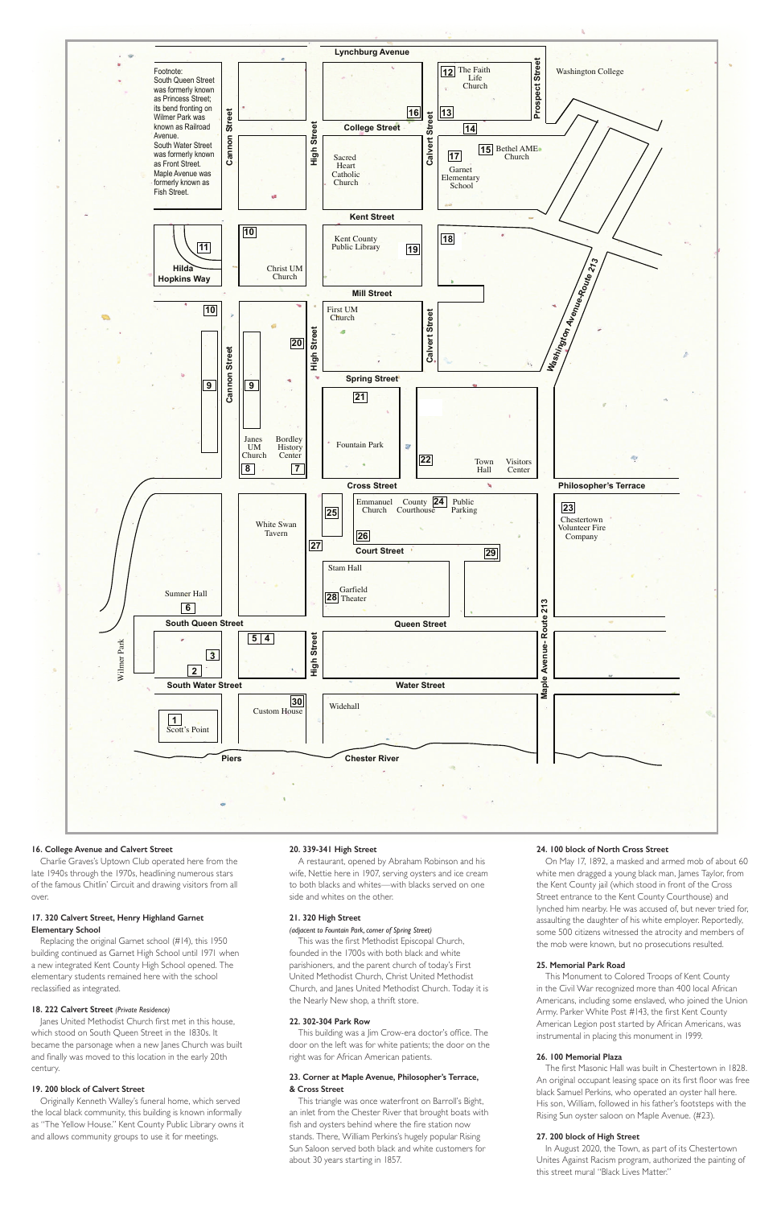Footnote:
South Queen Street was formerly known as Princess Street; its bend fronting on Wilmer Park was known as Railroad Avenue.
South Water Street was formerly known as Front Street.
Maple Avenue was formerly known as Fish Street.

Lynchburg Avenue
College Street
Kent Street
Mill Street
Spring Street
Cross Street
Court Street
South Queen Street
Queen Street
South Water Street
Water Street
Cannon Street
High Street
Calvert Street
Prospect Street
Washington Avenue-Route 213
Maple Avenue- Route 213
Philosopher's Terrace
Hilda Hopkins Way
Wilmer Park
Piers
Chester River

1 Scott's Point
2
3
4
5
6 Sumner Hall
7 Bordley History Center
8 Janes UM Church
9
10
11
12 The Faith Life Church
13
14
15 Bethel AME Church
16
17 Garnet Elementary School
18
19 Kent County Public Library
20
21
22
23 Chestertown Volunteer Fire Company
24 Emmanuel Church, County Courthouse, Public Parking
25
26
27
28 Garfield Theater
29
30 Custom House

Washington College
Sacred Heart Catholic Church
Christ UM Church
First UM Church
Fountain Park
Town Hall
Visitors Center
White Swan Tavern
Stam Hall
Widehall

### 16. College Avenue and Calvert Street

Charlie Graves's Uptown Club operated here from the late 1940s through the 1970s, headlining numerous stars of the famous Chitlin' Circuit and drawing visitors from all over.

### 17. 320 Calvert Street, Henry Highland Garnet Elementary School

Replacing the original Garnet school (#14), this 1950 building continued as Garnet High School until 1971 when a new integrated Kent County High School opened. The elementary students remained here with the school reclassified as integrated.

### 18. 222 Calvert Street *(Private Residence)*

Janes United Methodist Church first met in this house, which stood on South Queen Street in the 1830s. It became the parsonage when a new Janes Church was built and finally was moved to this location in the early 20th century.

### 19. 200 block of Calvert Street

Originally Kenneth Walley's funeral home, which served the local black community, this building is known informally as "The Yellow House." Kent County Public Library owns it and allows community groups to use it for meetings.

### 20. 339-341 High Street

A restaurant, opened by Abraham Robinson and his wife, Nettie here in 1907, serving oysters and ice cream to both blacks and whites—with blacks served on one side and whites on the other.

### 21. 320 High Street

*(adjacent to Fountain Park, corner of Spring Street)*

This was the first Methodist Episcopal Church, founded in the 1700s with both black and white parishioners, and the parent church of today's First United Methodist Church, Christ United Methodist Church, and Janes United Methodist Church. Today it is the Nearly New shop, a thrift store.

### 22. 302-304 Park Row

This building was a Jim Crow-era doctor's office. The door on the left was for white patients; the door on the right was for African American patients.

### 23. Corner at Maple Avenue, Philosopher's Terrace, & Cross Street

This triangle was once waterfront on Barroll's Bight, an inlet from the Chester River that brought boats with fish and oysters behind where the fire station now stands. There, William Perkins's hugely popular Rising Sun Saloon served both black and white customers for about 30 years starting in 1857.

### 24. 100 block of North Cross Street

On May 17, 1892, a masked and armed mob of about 60 white men dragged a young black man, James Taylor, from the Kent County jail (which stood in front of the Cross Street entrance to the Kent County Courthouse) and lynched him nearby. He was accused of, but never tried for, assaulting the daughter of his white employer. Reportedly, some 500 citizens witnessed the atrocity and members of the mob were known, but no prosecutions resulted.

### 25. Memorial Park Road

This Monument to Colored Troops of Kent County in the Civil War recognized more than 400 local African Americans, including some enslaved, who joined the Union Army. Parker White Post #143, the first Kent County American Legion post started by African Americans, was instrumental in placing this monument in 1999.

### 26. 100 Memorial Plaza

The first Masonic Hall was built in Chestertown in 1828. An original occupant leasing space on its first floor was free black Samuel Perkins, who operated an oyster hall here. His son, William, followed in his father's footsteps with the Rising Sun oyster saloon on Maple Avenue. (#23).

### 27. 200 block of High Street

In August 2020, the Town, as part of its Chestertown Unites Against Racism program, authorized the painting of this street mural "Black Lives Matter."